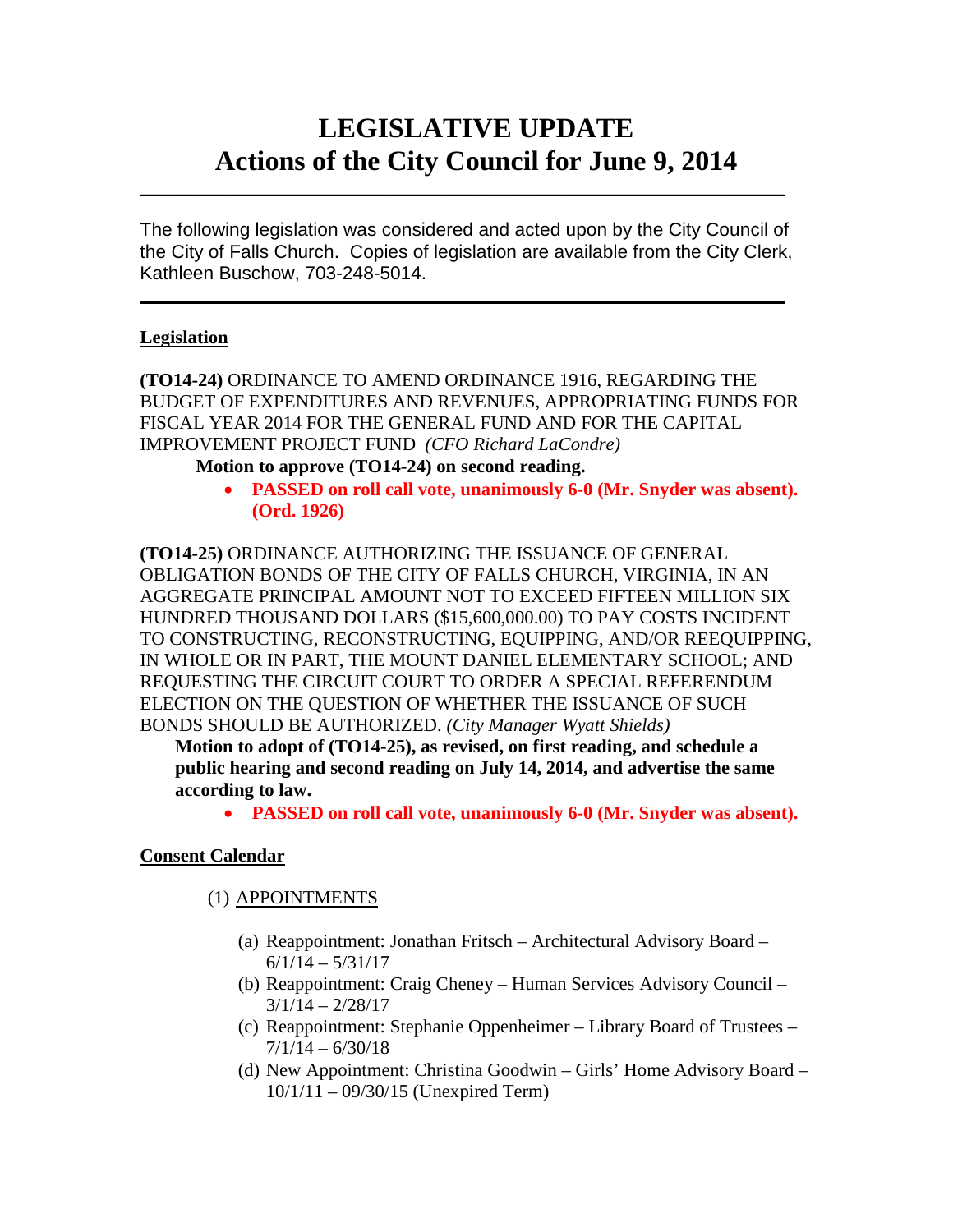# LEGISLATIVE UPDATE
# Actions of the City Council for June 9, 2014

---

The following legislation was considered and acted upon by the City Council of the City of Falls Church. Copies of legislation are available from the City Clerk, Kathleen Buschow, 703-248-5014.

---

## Legislation

**(TO14-24)** ORDINANCE TO AMEND ORDINANCE 1916, REGARDING THE BUDGET OF EXPENDITURES AND REVENUES, APPROPRIATING FUNDS FOR FISCAL YEAR 2014 FOR THE GENERAL FUND AND FOR THE CAPITAL IMPROVEMENT PROJECT FUND *(CFO Richard LaCondre)*

**Motion to approve (TO14-24) on second reading.**

- **PASSED on roll call vote, unanimously 6-0 (Mr. Snyder was absent). (Ord. 1926)**

**(TO14-25)** ORDINANCE AUTHORIZING THE ISSUANCE OF GENERAL OBLIGATION BONDS OF THE CITY OF FALLS CHURCH, VIRGINIA, IN AN AGGREGATE PRINCIPAL AMOUNT NOT TO EXCEED FIFTEEN MILLION SIX HUNDRED THOUSAND DOLLARS ($15,600,000.00) TO PAY COSTS INCIDENT TO CONSTRUCTING, RECONSTRUCTING, EQUIPPING, AND/OR REEQUIPPING, IN WHOLE OR IN PART, THE MOUNT DANIEL ELEMENTARY SCHOOL; AND REQUESTING THE CIRCUIT COURT TO ORDER A SPECIAL REFERENDUM ELECTION ON THE QUESTION OF WHETHER THE ISSUANCE OF SUCH BONDS SHOULD BE AUTHORIZED. *(City Manager Wyatt Shields)*

**Motion to adopt of (TO14-25), as revised, on first reading, and schedule a public hearing and second reading on July 14, 2014, and advertise the same according to law.**

- **PASSED on roll call vote, unanimously 6-0 (Mr. Snyder was absent).**

## Consent Calendar

(1) APPOINTMENTS

(a) Reappointment: Jonathan Fritsch – Architectural Advisory Board – 6/1/14 – 5/31/17

(b) Reappointment: Craig Cheney – Human Services Advisory Council – 3/1/14 – 2/28/17

(c) Reappointment: Stephanie Oppenheimer – Library Board of Trustees – 7/1/14 – 6/30/18

(d) New Appointment: Christina Goodwin – Girls' Home Advisory Board – 10/1/11 – 09/30/15 (Unexpired Term)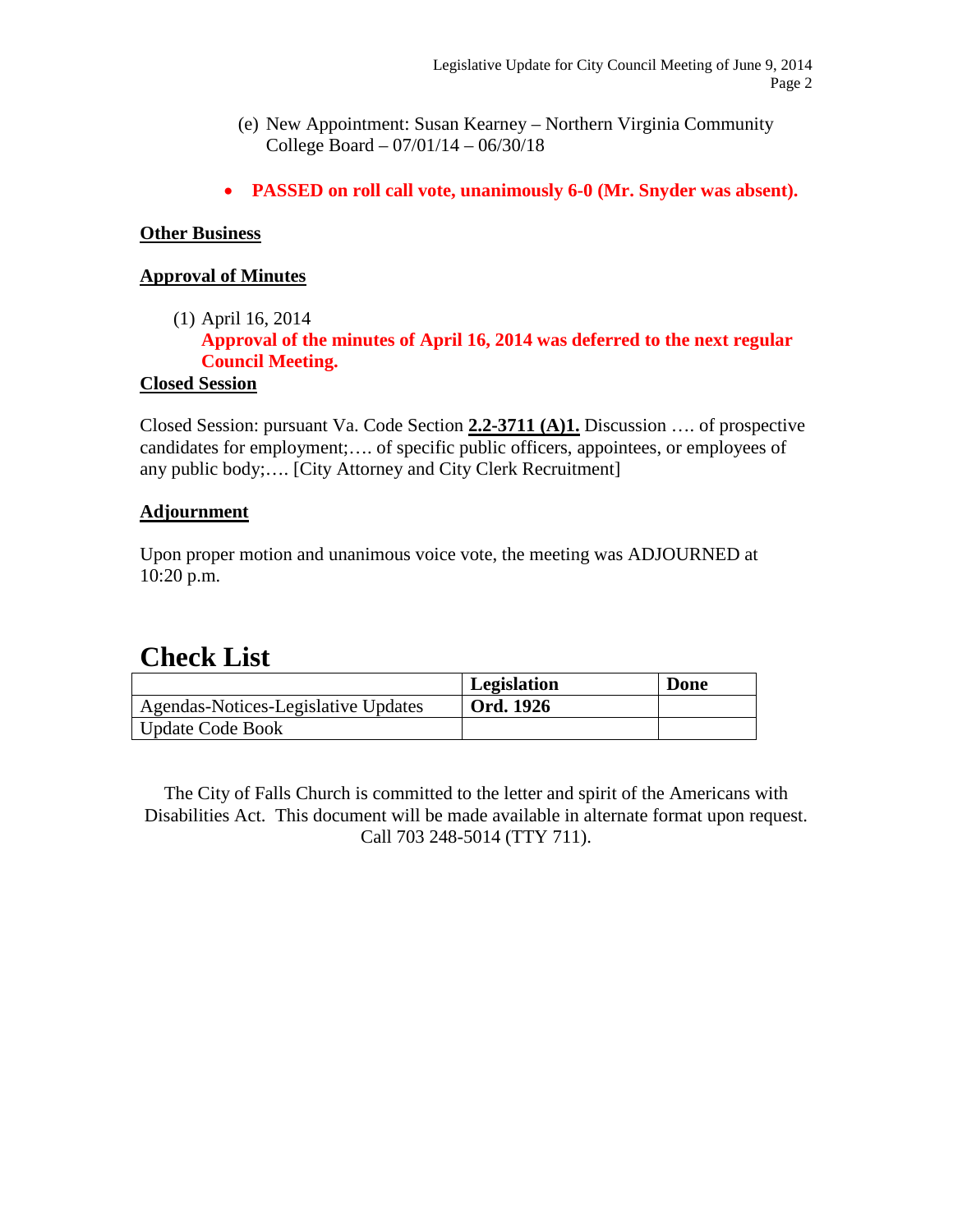(e) New Appointment: Susan Kearney – Northern Virginia Community College Board – 07/01/14 – 06/30/18

- **PASSED on roll call vote, unanimously 6-0 (Mr. Snyder was absent).**

**Other Business**

**Approval of Minutes**

(1) April 16, 2014
**Approval of the minutes of April 16, 2014 was deferred to the next regular Council Meeting.**

**Closed Session**

Closed Session: pursuant Va. Code Section **2.2-3711 (A)1.** Discussion …. of prospective candidates for employment;…. of specific public officers, appointees, or employees of any public body;…. [City Attorney and City Clerk Recruitment]

**Adjournment**

Upon proper motion and unanimous voice vote, the meeting was ADJOURNED at 10:20 p.m.

# Check List

| | Legislation | Done |
|---|---|---|
| Agendas-Notices-Legislative Updates | **Ord. 1926** | |
| Update Code Book | | |

The City of Falls Church is committed to the letter and spirit of the Americans with Disabilities Act. This document will be made available in alternate format upon request. Call 703 248-5014 (TTY 711).